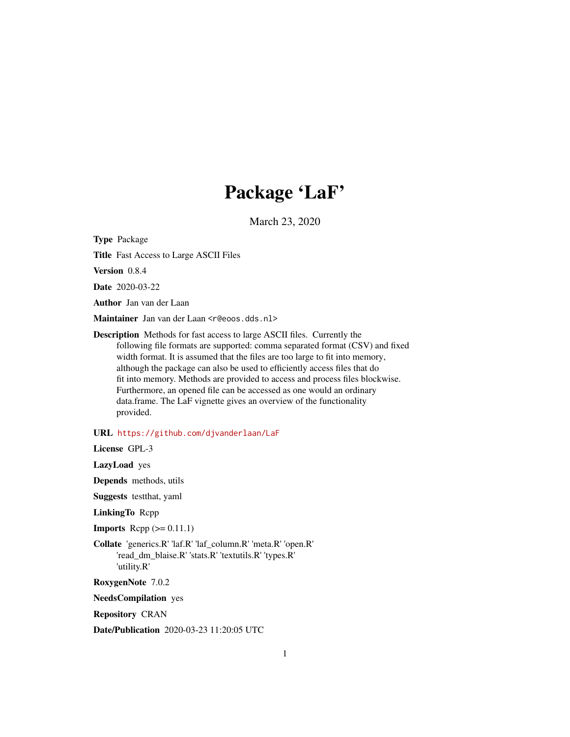# Package 'LaF'

March 23, 2020

**Type** Package

**Title** Fast Access to Large ASCII Files

**Version** 0.8.4

**Date** 2020-03-22

**Author** Jan van der Laan

**Maintainer** Jan van der Laan <r@eoos.dds.nl>

**Description** Methods for fast access to large ASCII files. Currently the following file formats are supported: comma separated format (CSV) and fixed width format. It is assumed that the files are too large to fit into memory, although the package can also be used to efficiently access files that do fit into memory. Methods are provided to access and process files blockwise. Furthermore, an opened file can be accessed as one would an ordinary data.frame. The LaF vignette gives an overview of the functionality provided.

**URL** https://github.com/djvanderlaan/LaF

**License** GPL-3

**LazyLoad** yes

**Depends** methods, utils

**Suggests** testthat, yaml

**LinkingTo** Rcpp

**Imports** Rcpp (>= 0.11.1)

**Collate** 'generics.R' 'laf.R' 'laf_column.R' 'meta.R' 'open.R' 'read_dm_blaise.R' 'stats.R' 'textutils.R' 'types.R' 'utility.R'

**RoxygenNote** 7.0.2

**NeedsCompilation** yes

**Repository** CRAN

**Date/Publication** 2020-03-23 11:20:05 UTC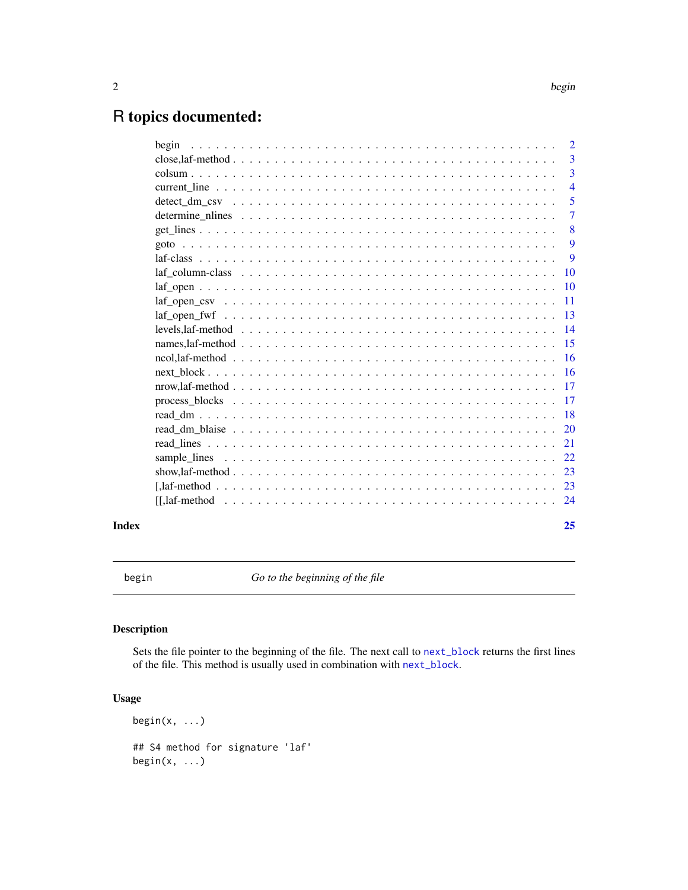# R topics documented:

| | |
|---|---|
| begin | 2 |
| close,laf-method | 3 |
| colsum | 3 |
| current_line | 4 |
| detect_dm_csv | 5 |
| determine_nlines | 7 |
| get_lines | 8 |
| goto | 9 |
| laf-class | 9 |
| laf_column-class | 10 |
| laf_open | 10 |
| laf_open_csv | 11 |
| laf_open_fwf | 13 |
| levels,laf-method | 14 |
| names,laf-method | 15 |
| ncol,laf-method | 16 |
| next_block | 16 |
| nrow,laf-method | 17 |
| process_blocks | 17 |
| read_dm | 18 |
| read_dm_blaise | 20 |
| read_lines | 21 |
| sample_lines | 22 |
| show,laf-method | 23 |
| [,laf-method | 23 |
| [[,laf-method | 24 |

**Index** **25**

---

`begin` *Go to the beginning of the file*

---

## Description

Sets the file pointer to the beginning of the file. The next call to `next_block` returns the first lines of the file. This method is usually used in combination with `next_block`.

## Usage

```
begin(x, ...)

## S4 method for signature 'laf'
begin(x, ...)
```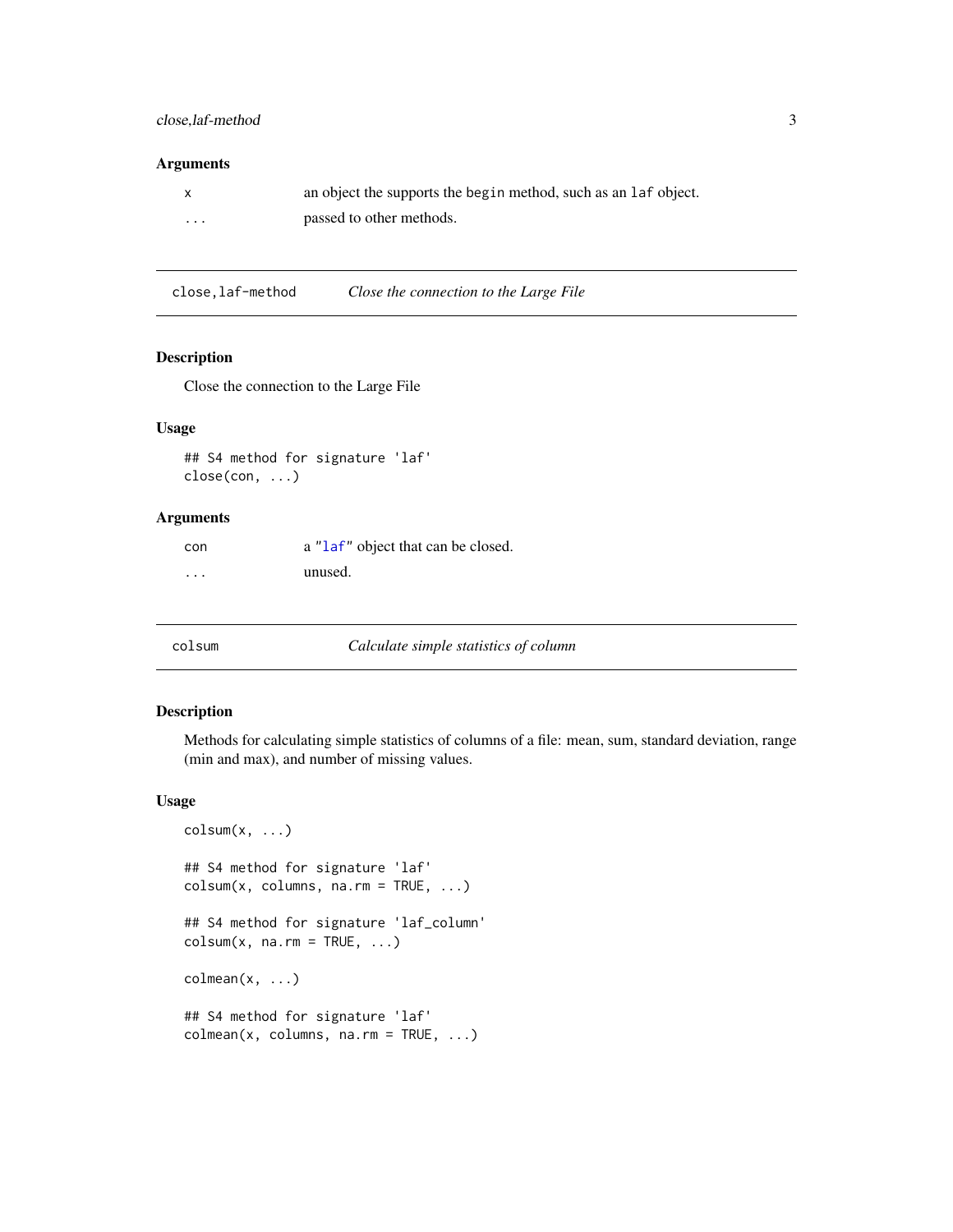### Arguments

| | |
|---|---|
| x | an object the supports the begin method, such as an laf object. |
| ... | passed to other methods. |

## close,laf-method — *Close the connection to the Large File*

### Description

Close the connection to the Large File

### Usage

```
## S4 method for signature 'laf'
close(con, ...)
```

### Arguments

| | |
|---|---|
| con | a "laf" object that can be closed. |
| ... | unused. |

## colsum — *Calculate simple statistics of column*

### Description

Methods for calculating simple statistics of columns of a file: mean, sum, standard deviation, range (min and max), and number of missing values.

### Usage

```
colsum(x, ...)

## S4 method for signature 'laf'
colsum(x, columns, na.rm = TRUE, ...)

## S4 method for signature 'laf_column'
colsum(x, na.rm = TRUE, ...)

colmean(x, ...)

## S4 method for signature 'laf'
colmean(x, columns, na.rm = TRUE, ...)
```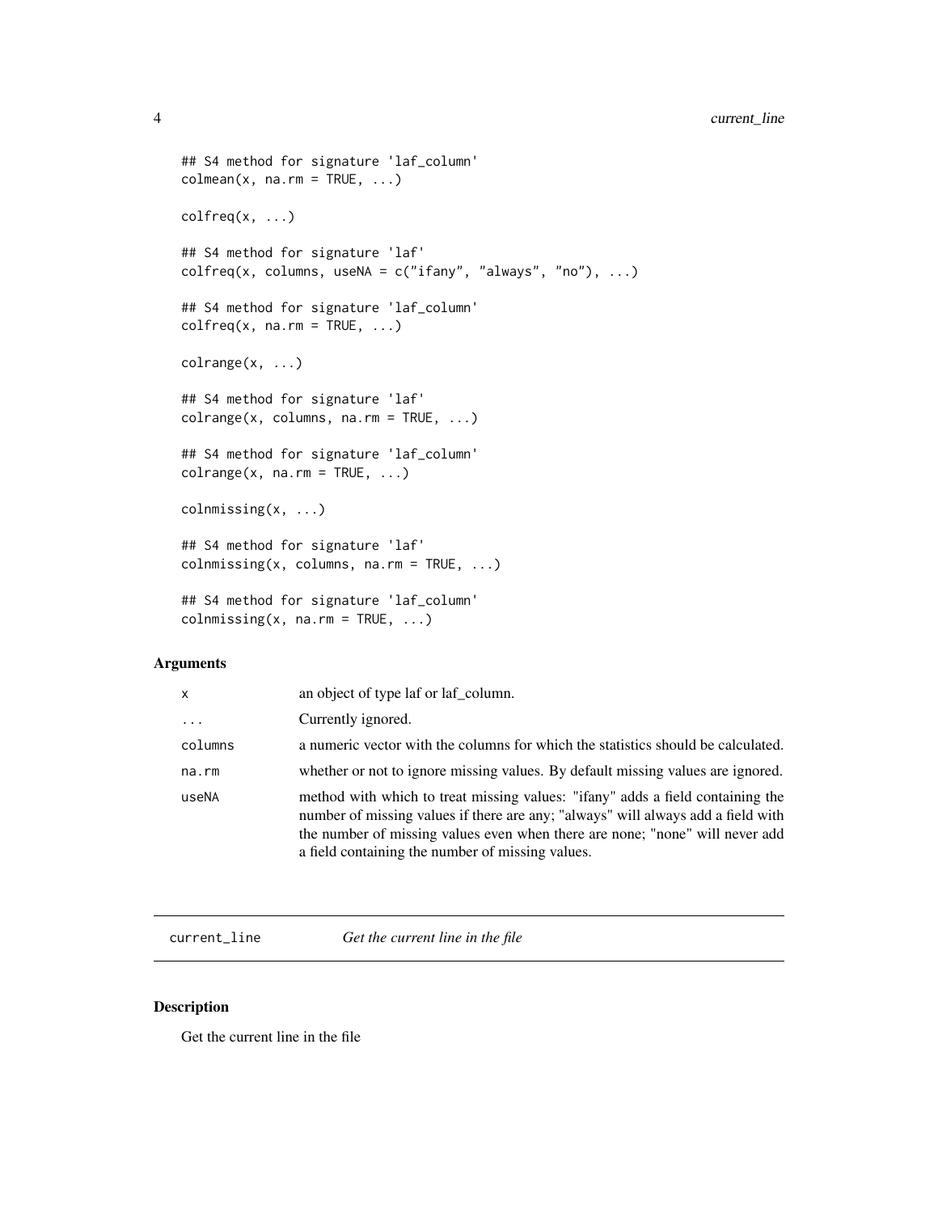```
## S4 method for signature 'laf_column'
colmean(x, na.rm = TRUE, ...)

colfreq(x, ...)

## S4 method for signature 'laf'
colfreq(x, columns, useNA = c("ifany", "always", "no"), ...)

## S4 method for signature 'laf_column'
colfreq(x, na.rm = TRUE, ...)

colrange(x, ...)

## S4 method for signature 'laf'
colrange(x, columns, na.rm = TRUE, ...)

## S4 method for signature 'laf_column'
colrange(x, na.rm = TRUE, ...)

colnmissing(x, ...)

## S4 method for signature 'laf'
colnmissing(x, columns, na.rm = TRUE, ...)

## S4 method for signature 'laf_column'
colnmissing(x, na.rm = TRUE, ...)
```

### Arguments

| | |
|---|---|
| `x` | an object of type laf or laf_column. |
| `...` | Currently ignored. |
| `columns` | a numeric vector with the columns for which the statistics should be calculated. |
| `na.rm` | whether or not to ignore missing values. By default missing values are ignored. |
| `useNA` | method with which to treat missing values: "ifany" adds a field containing the number of missing values if there are any; "always" will always add a field with the number of missing values even when there are none; "none" will never add a field containing the number of missing values. |

---

## `current_line` *Get the current line in the file*

### Description

Get the current line in the file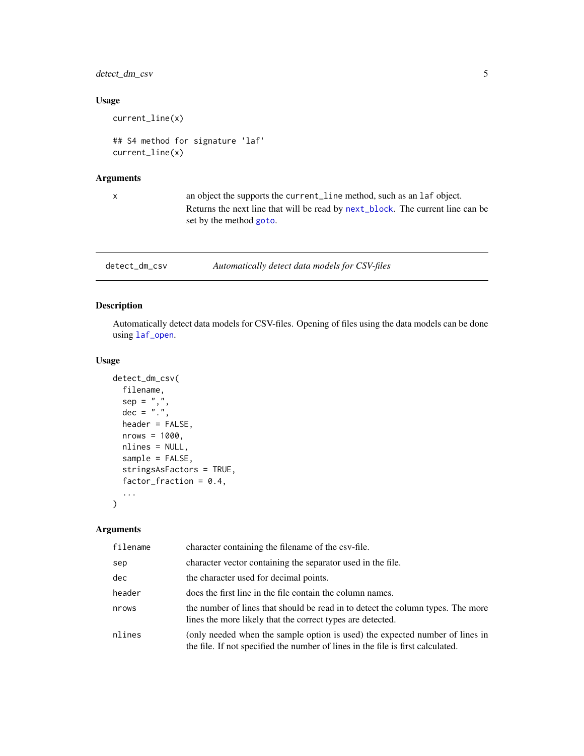### Usage

```
current_line(x)

## S4 method for signature 'laf'
current_line(x)
```

### Arguments

| | |
|---|---|
| x | an object the supports the current_line method, such as an laf object. Returns the next line that will be read by next_block. The current line can be set by the method goto. |

---

## detect_dm_csv — *Automatically detect data models for CSV-files*

---

### Description

Automatically detect data models for CSV-files. Opening of files using the data models can be done using laf_open.

### Usage

```
detect_dm_csv(
  filename,
  sep = ",",
  dec = ".",
  header = FALSE,
  nrows = 1000,
  nlines = NULL,
  sample = FALSE,
  stringsAsFactors = TRUE,
  factor_fraction = 0.4,
  ...
)
```

### Arguments

| | |
|---|---|
| filename | character containing the filename of the csv-file. |
| sep | character vector containing the separator used in the file. |
| dec | the character used for decimal points. |
| header | does the first line in the file contain the column names. |
| nrows | the number of lines that should be read in to detect the column types. The more lines the more likely that the correct types are detected. |
| nlines | (only needed when the sample option is used) the expected number of lines in the file. If not specified the number of lines in the file is first calculated. |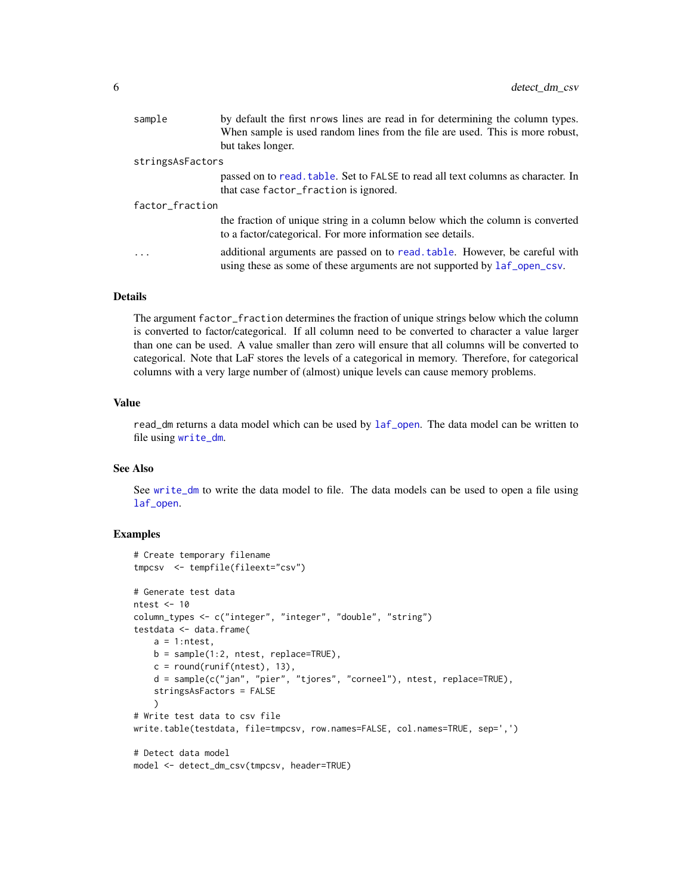| | |
|---|---|
| sample | by default the first nrows lines are read in for determining the column types. When sample is used random lines from the file are used. This is more robust, but takes longer. |
| stringsAsFactors | passed on to read.table. Set to FALSE to read all text columns as character. In that case factor_fraction is ignored. |
| factor_fraction | the fraction of unique string in a column below which the column is converted to a factor/categorical. For more information see details. |
| ... | additional arguments are passed on to read.table. However, be careful with using these as some of these arguments are not supported by laf_open_csv. |

## Details

The argument factor_fraction determines the fraction of unique strings below which the column is converted to factor/categorical. If all column need to be converted to character a value larger than one can be used. A value smaller than zero will ensure that all columns will be converted to categorical. Note that LaF stores the levels of a categorical in memory. Therefore, for categorical columns with a very large number of (almost) unique levels can cause memory problems.

## Value

read_dm returns a data model which can be used by laf_open. The data model can be written to file using write_dm.

## See Also

See write_dm to write the data model to file. The data models can be used to open a file using laf_open.

## Examples

```
# Create temporary filename
tmpcsv  <- tempfile(fileext="csv")

# Generate test data
ntest <- 10
column_types <- c("integer", "integer", "double", "string")
testdata <- data.frame(
    a = 1:ntest,
    b = sample(1:2, ntest, replace=TRUE),
    c = round(runif(ntest), 13),
    d = sample(c("jan", "pier", "tjores", "corneel"), ntest, replace=TRUE),
    stringsAsFactors = FALSE
    )
# Write test data to csv file
write.table(testdata, file=tmpcsv, row.names=FALSE, col.names=TRUE, sep=',')

# Detect data model
model <- detect_dm_csv(tmpcsv, header=TRUE)
```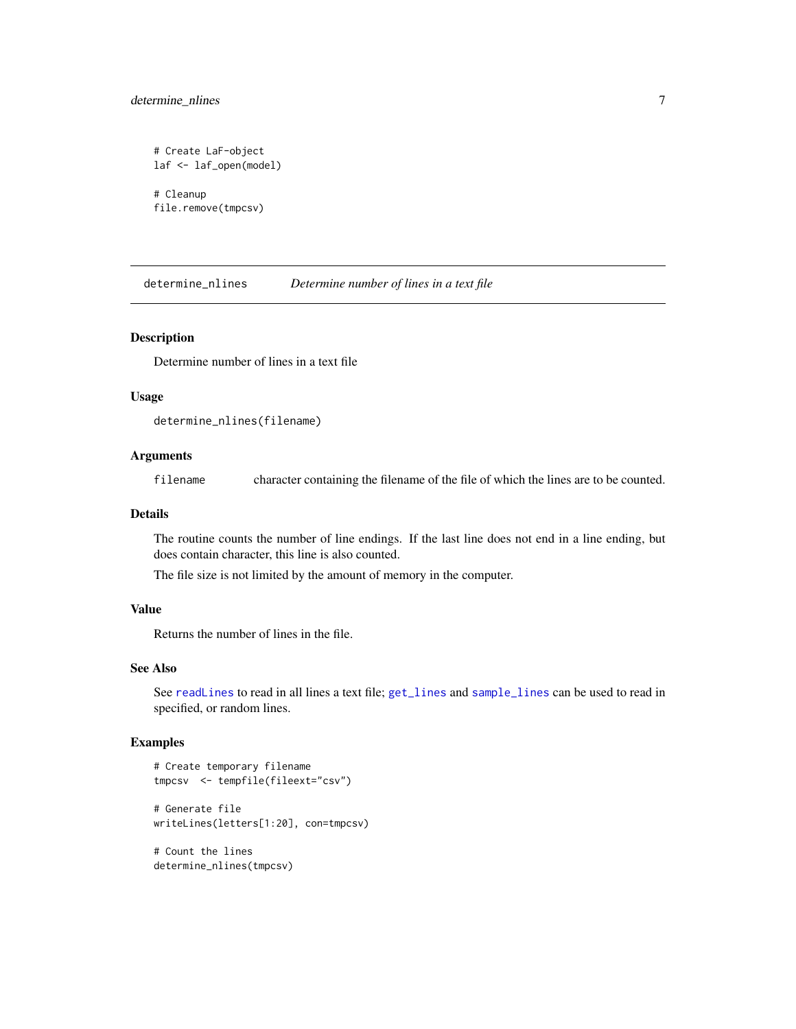```
# Create LaF-object
laf <- laf_open(model)

# Cleanup
file.remove(tmpcsv)
```

## determine_nlines — *Determine number of lines in a text file*

### Description

Determine number of lines in a text file

### Usage

```
determine_nlines(filename)
```

### Arguments

| | |
|---|---|
| `filename` | character containing the filename of the file of which the lines are to be counted. |

### Details

The routine counts the number of line endings. If the last line does not end in a line ending, but does contain character, this line is also counted.

The file size is not limited by the amount of memory in the computer.

### Value

Returns the number of lines in the file.

### See Also

See `readLines` to read in all lines a text file; `get_lines` and `sample_lines` can be used to read in specified, or random lines.

### Examples

```
# Create temporary filename
tmpcsv  <- tempfile(fileext="csv")

# Generate file
writeLines(letters[1:20], con=tmpcsv)

# Count the lines
determine_nlines(tmpcsv)
```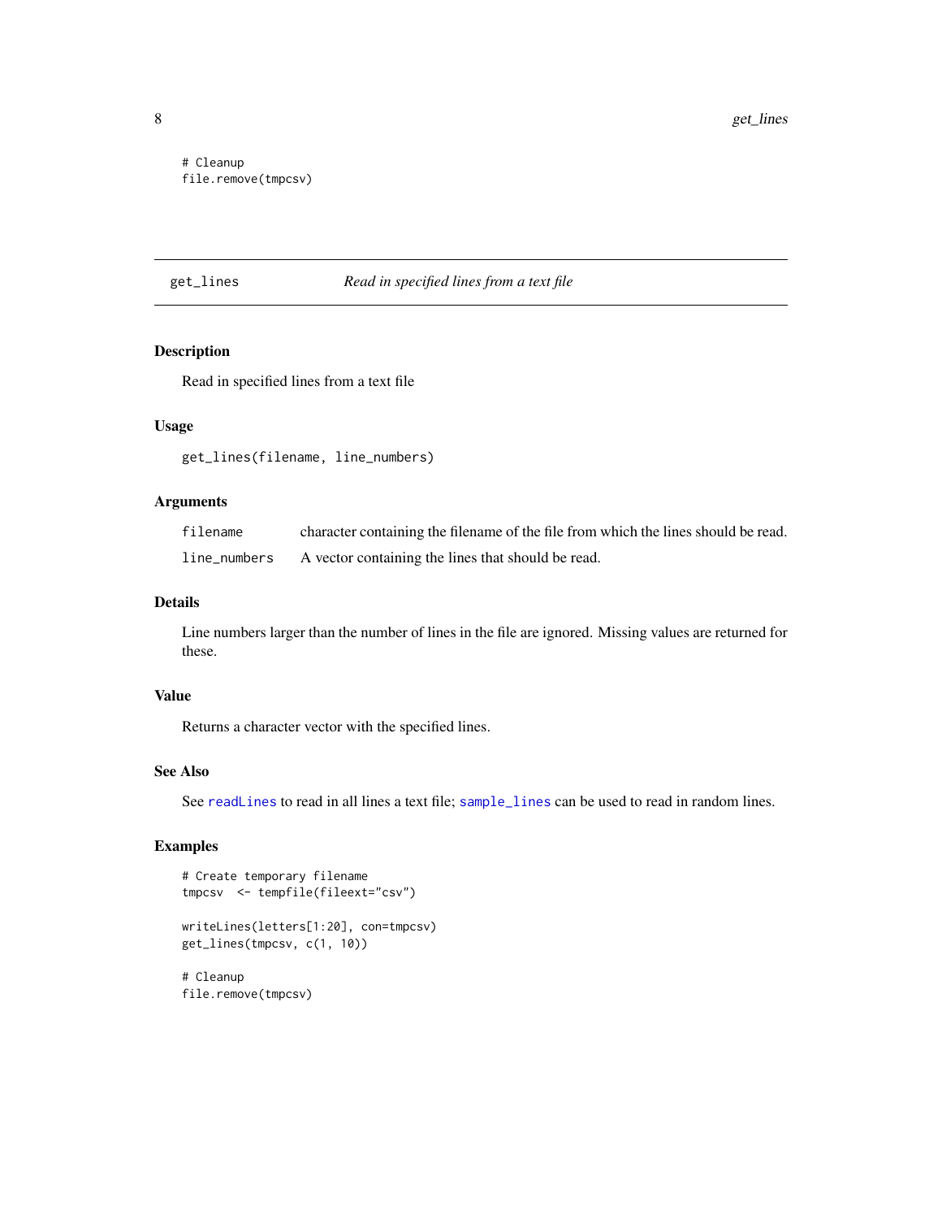```
# Cleanup
file.remove(tmpcsv)
```

---

## get_lines — *Read in specified lines from a text file*

### Description

Read in specified lines from a text file

### Usage

```
get_lines(filename, line_numbers)
```

### Arguments

| | |
|---|---|
| `filename` | character containing the filename of the file from which the lines should be read. |
| `line_numbers` | A vector containing the lines that should be read. |

### Details

Line numbers larger than the number of lines in the file are ignored. Missing values are returned for these.

### Value

Returns a character vector with the specified lines.

### See Also

See `readLines` to read in all lines a text file; `sample_lines` can be used to read in random lines.

### Examples

```
# Create temporary filename
tmpcsv  <- tempfile(fileext="csv")

writeLines(letters[1:20], con=tmpcsv)
get_lines(tmpcsv, c(1, 10))

# Cleanup
file.remove(tmpcsv)
```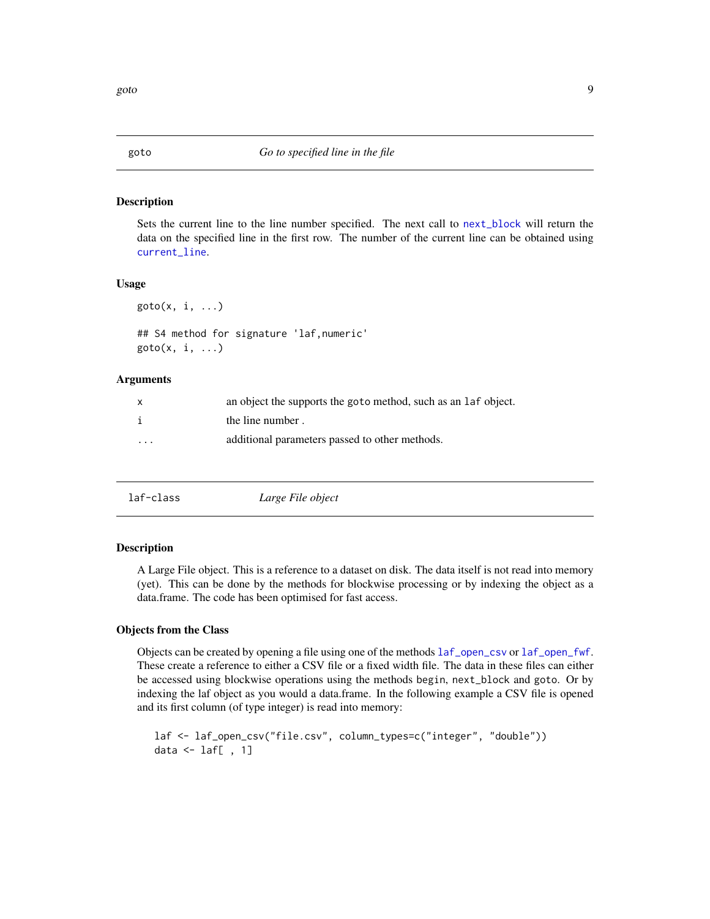## goto — *Go to specified line in the file*

### Description

Sets the current line to the line number specified. The next call to `next_block` will return the data on the specified line in the first row. The number of the current line can be obtained using `current_line`.

### Usage

```
goto(x, i, ...)

## S4 method for signature 'laf,numeric'
goto(x, i, ...)
```

### Arguments

| | |
|---|---|
| `x` | an object the supports the `goto` method, such as an `laf` object. |
| `i` | the line number . |
| `...` | additional parameters passed to other methods. |

## laf-class — *Large File object*

### Description

A Large File object. This is a reference to a dataset on disk. The data itself is not read into memory (yet). This can be done by the methods for blockwise processing or by indexing the object as a data.frame. The code has been optimised for fast access.

### Objects from the Class

Objects can be created by opening a file using one of the methods `laf_open_csv` or `laf_open_fwf`. These create a reference to either a CSV file or a fixed width file. The data in these files can either be accessed using blockwise operations using the methods `begin`, `next_block` and `goto`. Or by indexing the laf object as you would a data.frame. In the following example a CSV file is opened and its first column (of type integer) is read into memory:

```
laf <- laf_open_csv("file.csv", column_types=c("integer", "double"))
data <- laf[ , 1]
```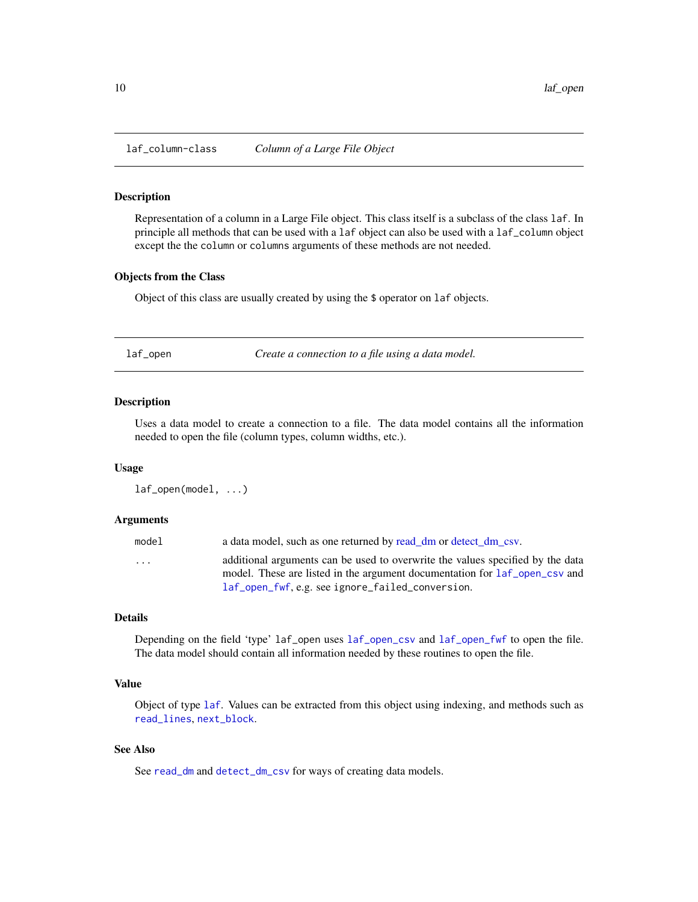# laf_column-class — *Column of a Large File Object*

## Description

Representation of a column in a Large File object. This class itself is a subclass of the class `laf`. In principle all methods that can be used with a `laf` object can also be used with a `laf_column` object except the the `column` or `columns` arguments of these methods are not needed.

## Objects from the Class

Object of this class are usually created by using the `$` operator on `laf` objects.

# laf_open — *Create a connection to a file using a data model.*

## Description

Uses a data model to create a connection to a file. The data model contains all the information needed to open the file (column types, column widths, etc.).

## Usage

```
laf_open(model, ...)
```

## Arguments

| | |
|---|---|
| `model` | a data model, such as one returned by read_dm or detect_dm_csv. |
| `...` | additional arguments can be used to overwrite the values specified by the data model. These are listed in the argument documentation for `laf_open_csv` and `laf_open_fwf`, e.g. see `ignore_failed_conversion`. |

## Details

Depending on the field 'type' `laf_open` uses `laf_open_csv` and `laf_open_fwf` to open the file. The data model should contain all information needed by these routines to open the file.

## Value

Object of type `laf`. Values can be extracted from this object using indexing, and methods such as `read_lines`, `next_block`.

## See Also

See `read_dm` and `detect_dm_csv` for ways of creating data models.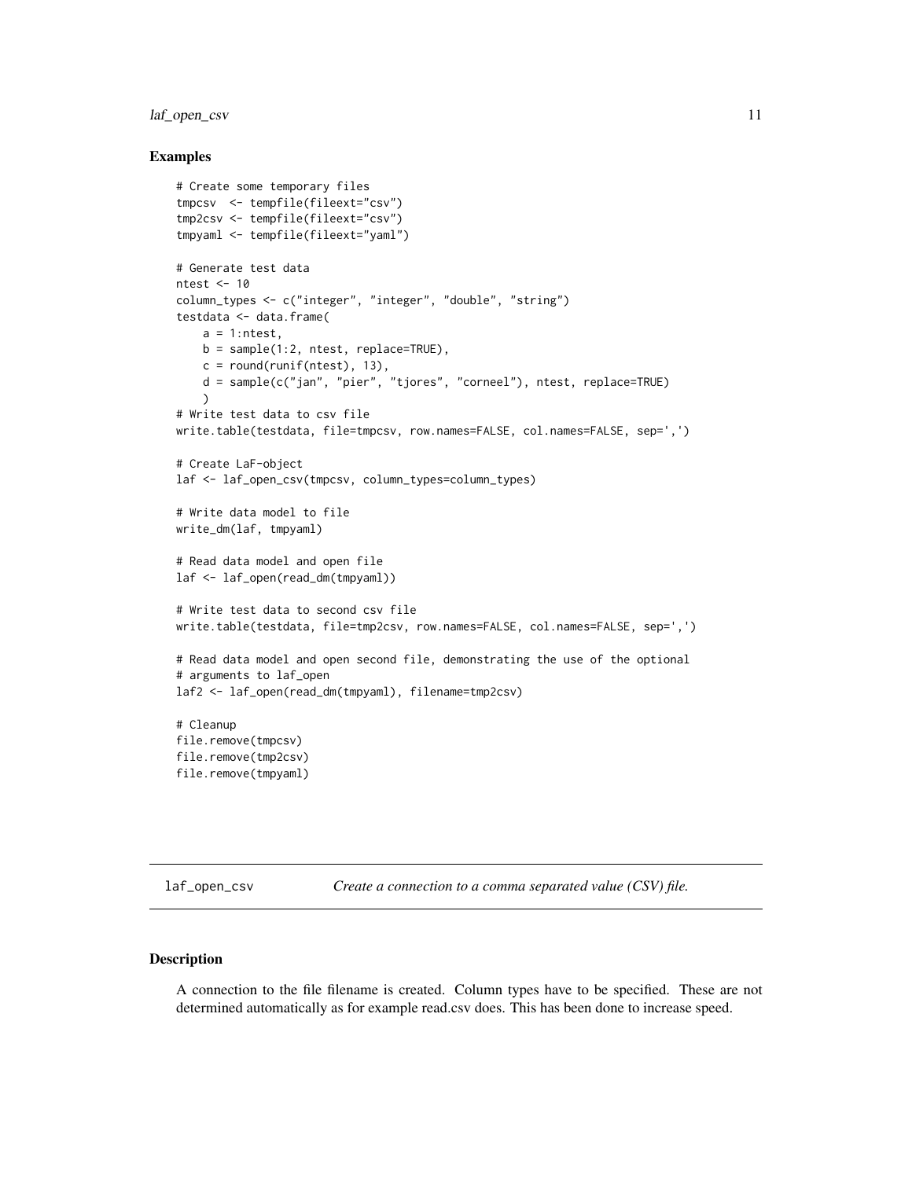## Examples

```
# Create some temporary files
tmpcsv  <- tempfile(fileext="csv")
tmp2csv <- tempfile(fileext="csv")
tmpyaml <- tempfile(fileext="yaml")

# Generate test data
ntest <- 10
column_types <- c("integer", "integer", "double", "string")
testdata <- data.frame(
    a = 1:ntest,
    b = sample(1:2, ntest, replace=TRUE),
    c = round(runif(ntest), 13),
    d = sample(c("jan", "pier", "tjores", "corneel"), ntest, replace=TRUE)
    )
# Write test data to csv file
write.table(testdata, file=tmpcsv, row.names=FALSE, col.names=FALSE, sep=',')

# Create LaF-object
laf <- laf_open_csv(tmpcsv, column_types=column_types)

# Write data model to file
write_dm(laf, tmpyaml)

# Read data model and open file
laf <- laf_open(read_dm(tmpyaml))

# Write test data to second csv file
write.table(testdata, file=tmp2csv, row.names=FALSE, col.names=FALSE, sep=',')

# Read data model and open second file, demonstrating the use of the optional
# arguments to laf_open
laf2 <- laf_open(read_dm(tmpyaml), filename=tmp2csv)

# Cleanup
file.remove(tmpcsv)
file.remove(tmp2csv)
file.remove(tmpyaml)
```

---

# laf_open_csv — *Create a connection to a comma separated value (CSV) file.*

## Description

A connection to the file filename is created. Column types have to be specified. These are not determined automatically as for example read.csv does. This has been done to increase speed.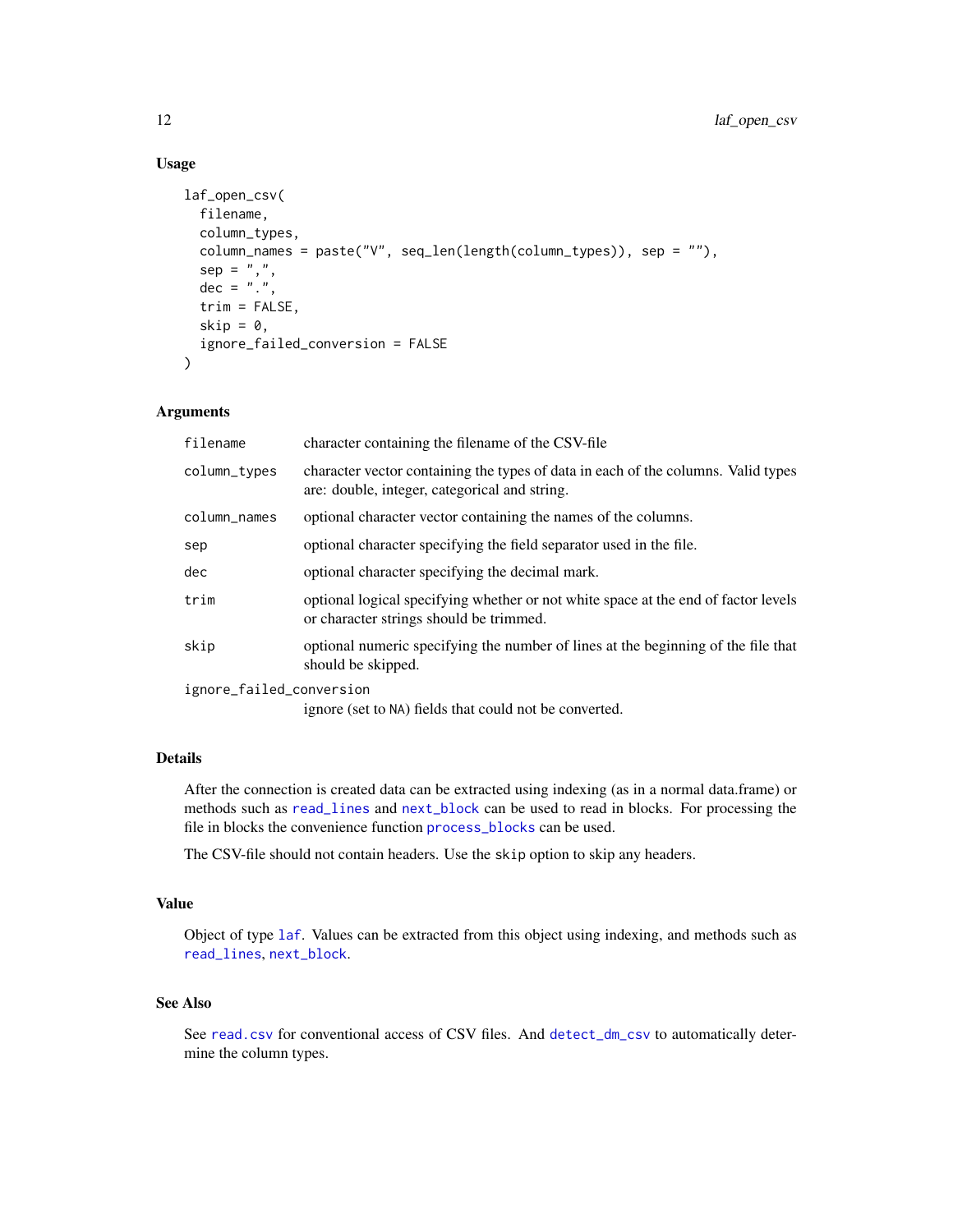### Usage

```
laf_open_csv(
  filename,
  column_types,
  column_names = paste("V", seq_len(length(column_types)), sep = ""),
  sep = ",",
  dec = ".",
  trim = FALSE,
  skip = 0,
  ignore_failed_conversion = FALSE
)
```

### Arguments

| | |
|---|---|
| `filename` | character containing the filename of the CSV-file |
| `column_types` | character vector containing the types of data in each of the columns. Valid types are: double, integer, categorical and string. |
| `column_names` | optional character vector containing the names of the columns. |
| `sep` | optional character specifying the field separator used in the file. |
| `dec` | optional character specifying the decimal mark. |
| `trim` | optional logical specifying whether or not white space at the end of factor levels or character strings should be trimmed. |
| `skip` | optional numeric specifying the number of lines at the beginning of the file that should be skipped. |
| `ignore_failed_conversion` | ignore (set to `NA`) fields that could not be converted. |

### Details

After the connection is created data can be extracted using indexing (as in a normal data.frame) or methods such as `read_lines` and `next_block` can be used to read in blocks. For processing the file in blocks the convenience function `process_blocks` can be used.

The CSV-file should not contain headers. Use the `skip` option to skip any headers.

### Value

Object of type `laf`. Values can be extracted from this object using indexing, and methods such as `read_lines`, `next_block`.

### See Also

See `read.csv` for conventional access of CSV files. And `detect_dm_csv` to automatically determine the column types.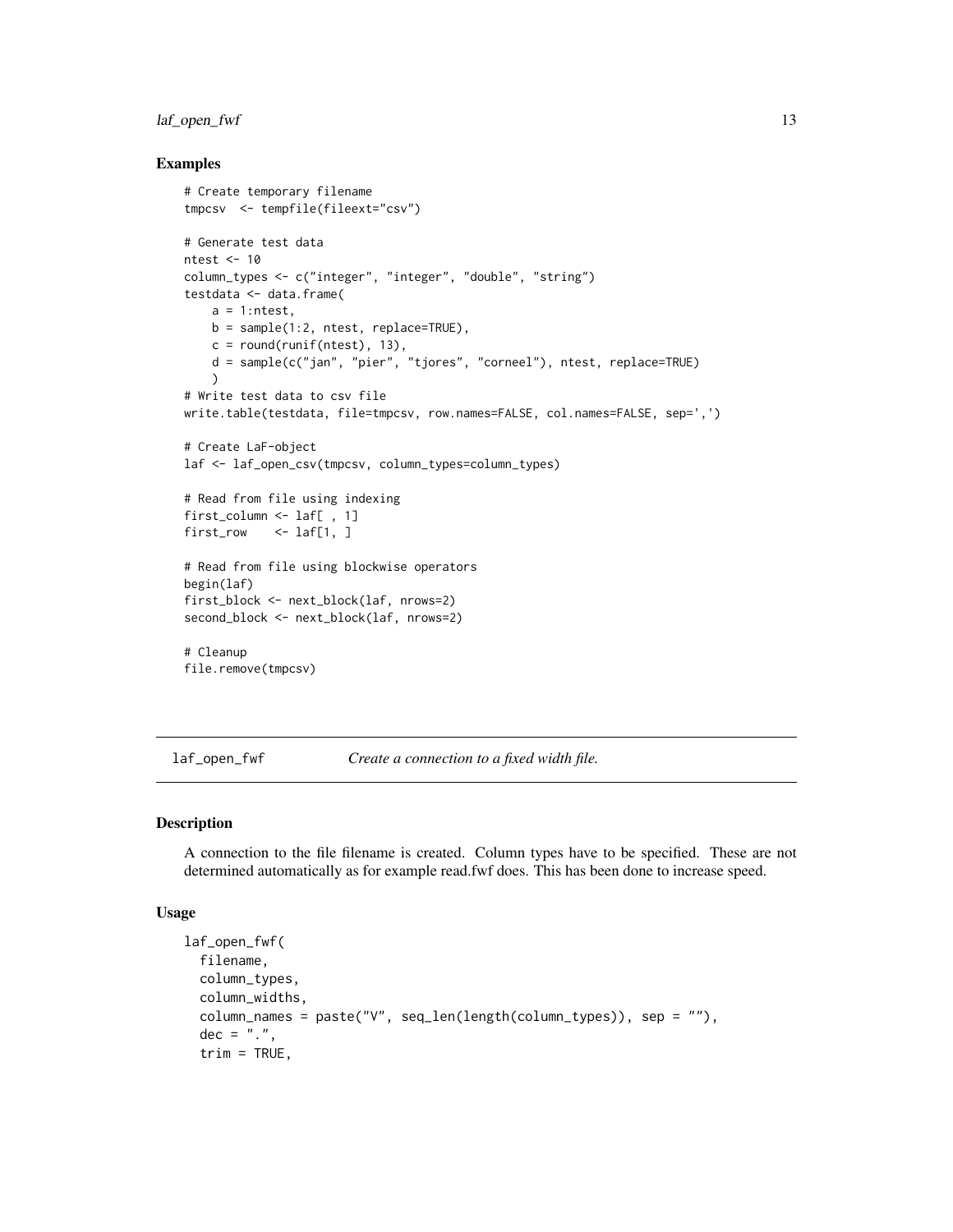## Examples

```
# Create temporary filename
tmpcsv  <- tempfile(fileext="csv")

# Generate test data
ntest <- 10
column_types <- c("integer", "integer", "double", "string")
testdata <- data.frame(
    a = 1:ntest,
    b = sample(1:2, ntest, replace=TRUE),
    c = round(runif(ntest), 13),
    d = sample(c("jan", "pier", "tjores", "corneel"), ntest, replace=TRUE)
    )
# Write test data to csv file
write.table(testdata, file=tmpcsv, row.names=FALSE, col.names=FALSE, sep=',')

# Create LaF-object
laf <- laf_open_csv(tmpcsv, column_types=column_types)

# Read from file using indexing
first_column <- laf[ , 1]
first_row    <- laf[1, ]

# Read from file using blockwise operators
begin(laf)
first_block <- next_block(laf, nrows=2)
second_block <- next_block(laf, nrows=2)

# Cleanup
file.remove(tmpcsv)
```

# laf_open_fwf — *Create a connection to a fixed width file.*

## Description

A connection to the file filename is created. Column types have to be specified. These are not determined automatically as for example read.fwf does. This has been done to increase speed.

## Usage

```
laf_open_fwf(
  filename,
  column_types,
  column_widths,
  column_names = paste("V", seq_len(length(column_types)), sep = ""),
  dec = ".",
  trim = TRUE,
```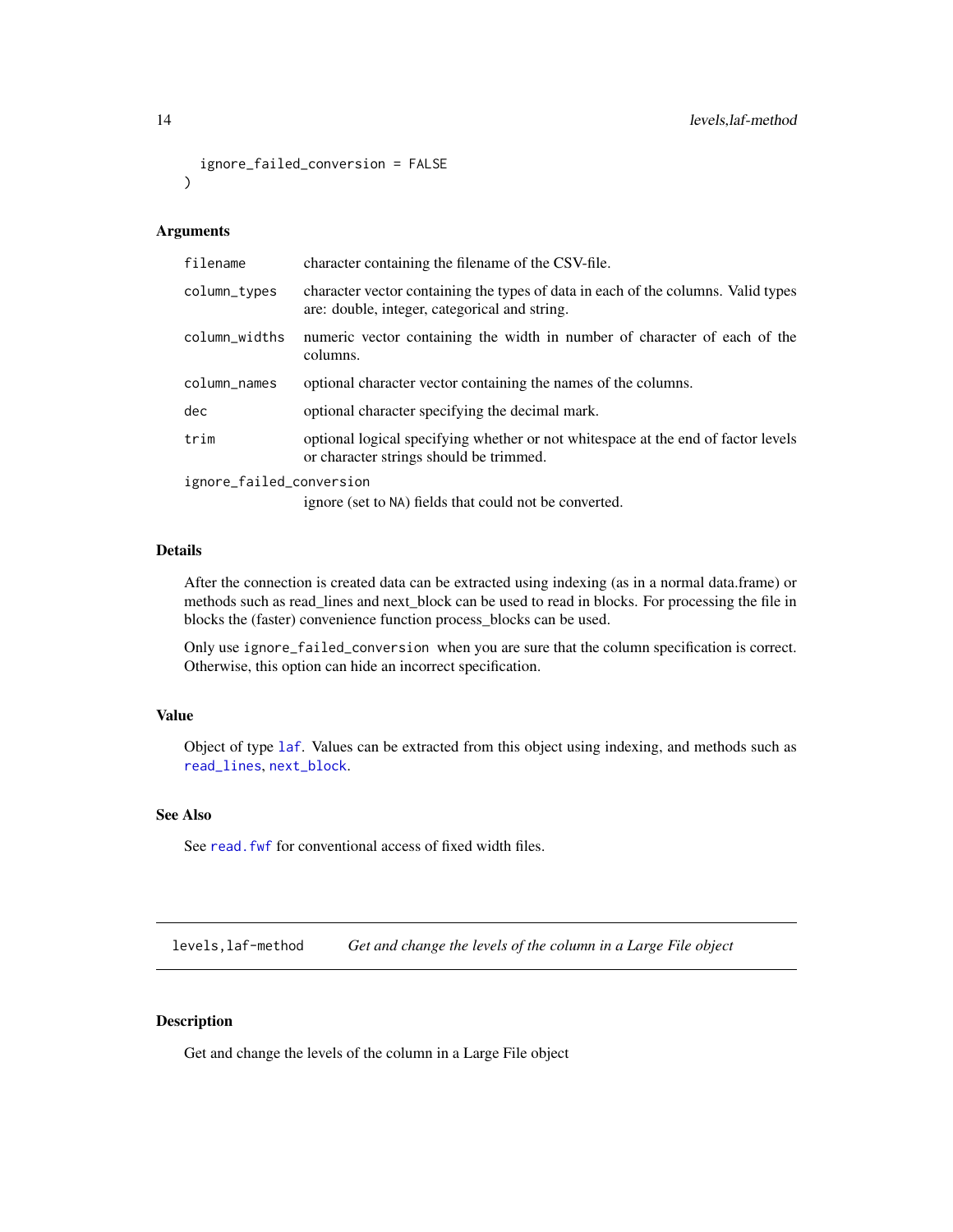```
  ignore_failed_conversion = FALSE
)
```

### Arguments

| | |
|---|---|
| filename | character containing the filename of the CSV-file. |
| column_types | character vector containing the types of data in each of the columns. Valid types are: double, integer, categorical and string. |
| column_widths | numeric vector containing the width in number of character of each of the columns. |
| column_names | optional character vector containing the names of the columns. |
| dec | optional character specifying the decimal mark. |
| trim | optional logical specifying whether or not whitespace at the end of factor levels or character strings should be trimmed. |
| ignore_failed_conversion | ignore (set to NA) fields that could not be converted. |

### Details

After the connection is created data can be extracted using indexing (as in a normal data.frame) or methods such as read_lines and next_block can be used to read in blocks. For processing the file in blocks the (faster) convenience function process_blocks can be used.

Only use `ignore_failed_conversion` when you are sure that the column specification is correct. Otherwise, this option can hide an incorrect specification.

### Value

Object of type `laf`. Values can be extracted from this object using indexing, and methods such as `read_lines`, `next_block`.

### See Also

See `read.fwf` for conventional access of fixed width files.

---

## levels,laf-method    *Get and change the levels of the column in a Large File object*

### Description

Get and change the levels of the column in a Large File object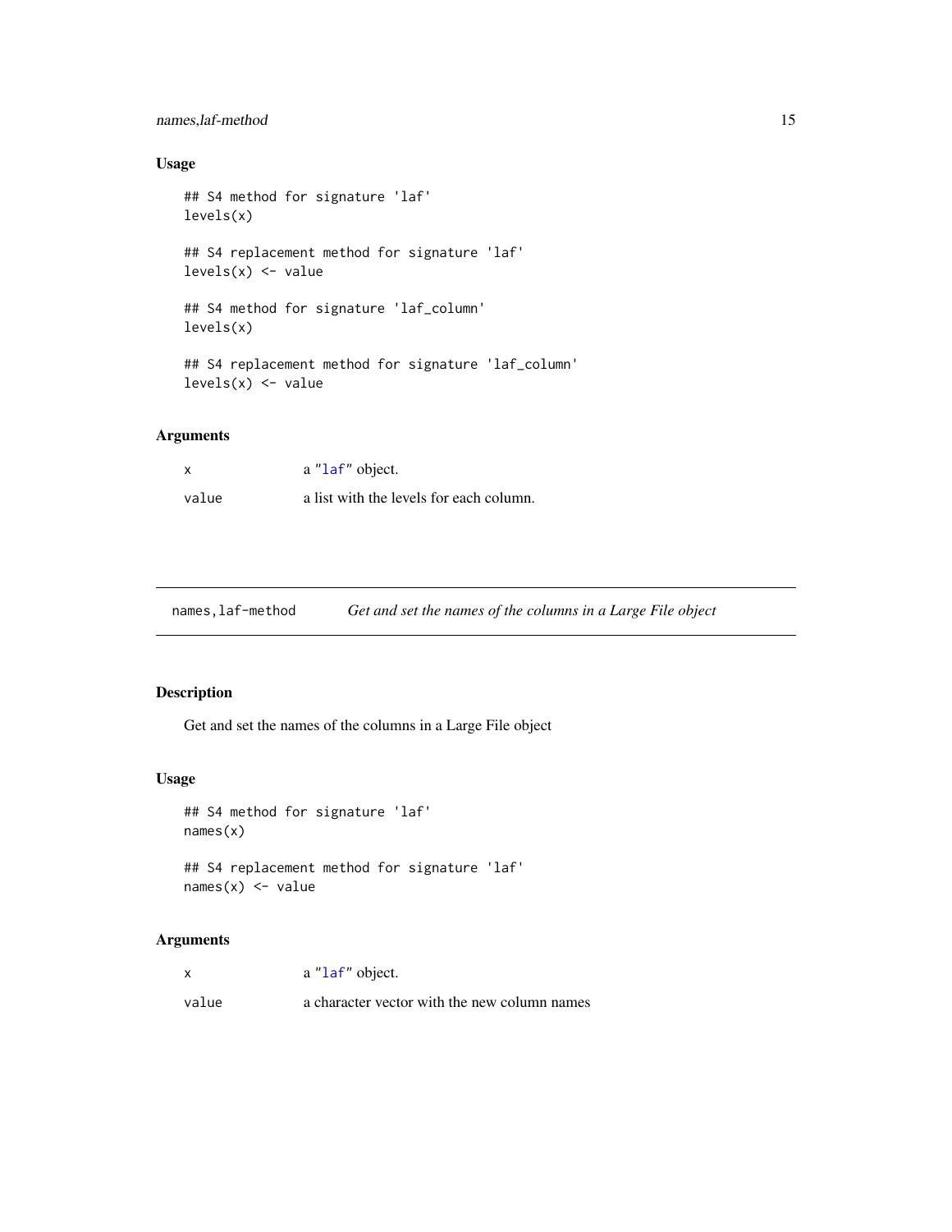## Usage

```
## S4 method for signature 'laf'
levels(x)

## S4 replacement method for signature 'laf'
levels(x) <- value

## S4 method for signature 'laf_column'
levels(x)

## S4 replacement method for signature 'laf_column'
levels(x) <- value
```

## Arguments

| | |
|---|---|
| `x` | a "`laf`" object. |
| `value` | a list with the levels for each column. |

---

# `names,laf-method` *Get and set the names of the columns in a Large File object*

---

## Description

Get and set the names of the columns in a Large File object

## Usage

```
## S4 method for signature 'laf'
names(x)

## S4 replacement method for signature 'laf'
names(x) <- value
```

## Arguments

| | |
|---|---|
| `x` | a "`laf`" object. |
| `value` | a character vector with the new column names |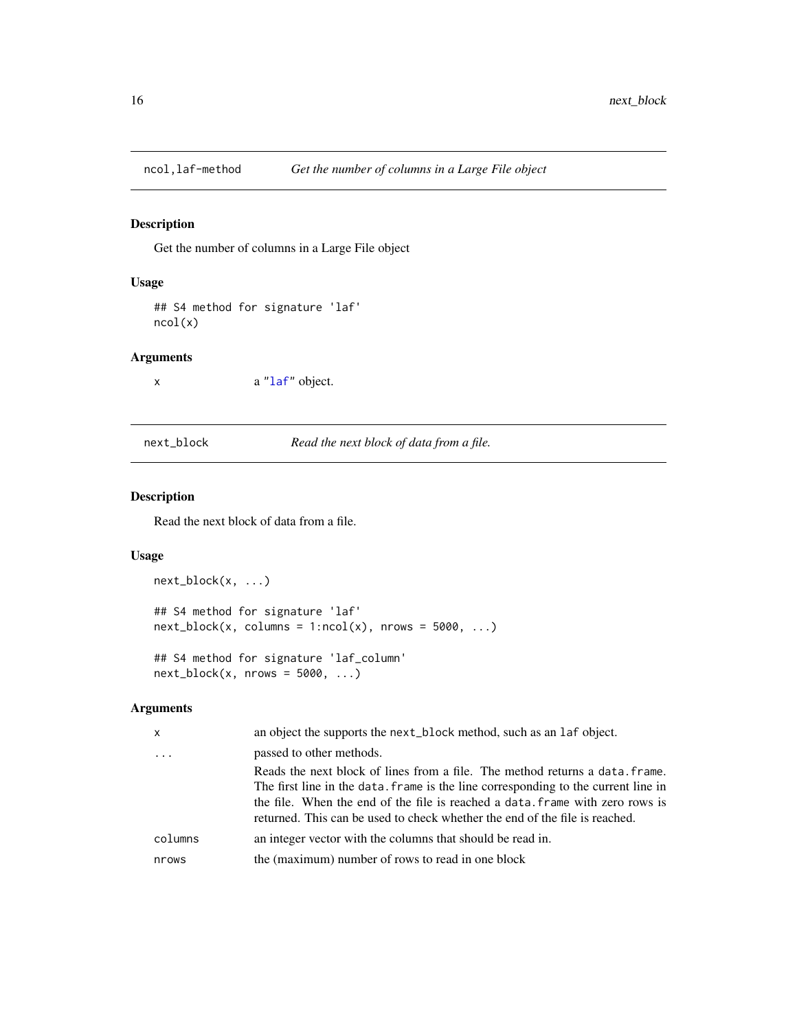## ncol,laf-method — *Get the number of columns in a Large File object*

### Description

Get the number of columns in a Large File object

### Usage

```
## S4 method for signature 'laf'
ncol(x)
```

### Arguments

| | |
|---|---|
| x | a "laf" object. |

## next_block — *Read the next block of data from a file.*

### Description

Read the next block of data from a file.

### Usage

```
next_block(x, ...)

## S4 method for signature 'laf'
next_block(x, columns = 1:ncol(x), nrows = 5000, ...)

## S4 method for signature 'laf_column'
next_block(x, nrows = 5000, ...)
```

### Arguments

| | |
|---|---|
| x | an object the supports the next_block method, such as an laf object. |
| ... | passed to other methods. Reads the next block of lines from a file. The method returns a data.frame. The first line in the data.frame is the line corresponding to the current line in the file. When the end of the file is reached a data.frame with zero rows is returned. This can be used to check whether the end of the file is reached. |
| columns | an integer vector with the columns that should be read in. |
| nrows | the (maximum) number of rows to read in one block |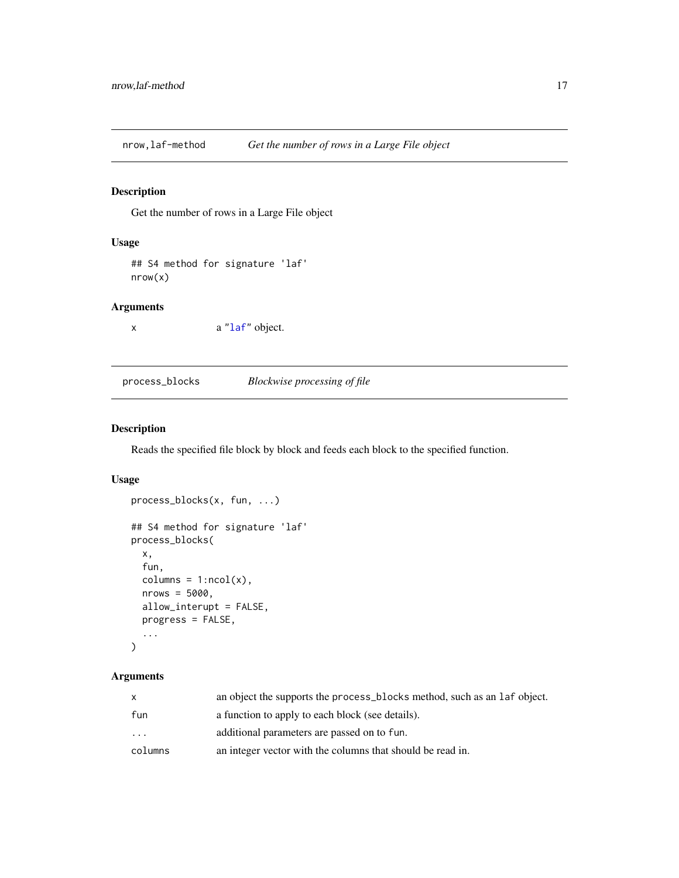## nrow,laf-method — *Get the number of rows in a Large File object*

### Description

Get the number of rows in a Large File object

### Usage

```
## S4 method for signature 'laf'
nrow(x)
```

### Arguments

| | |
|---|---|
| x | a "laf" object. |

## process_blocks — *Blockwise processing of file*

### Description

Reads the specified file block by block and feeds each block to the specified function.

### Usage

```
process_blocks(x, fun, ...)

## S4 method for signature 'laf'
process_blocks(
  x,
  fun,
  columns = 1:ncol(x),
  nrows = 5000,
  allow_interupt = FALSE,
  progress = FALSE,
  ...
)
```

### Arguments

| | |
|---|---|
| x | an object the supports the process_blocks method, such as an laf object. |
| fun | a function to apply to each block (see details). |
| ... | additional parameters are passed on to fun. |
| columns | an integer vector with the columns that should be read in. |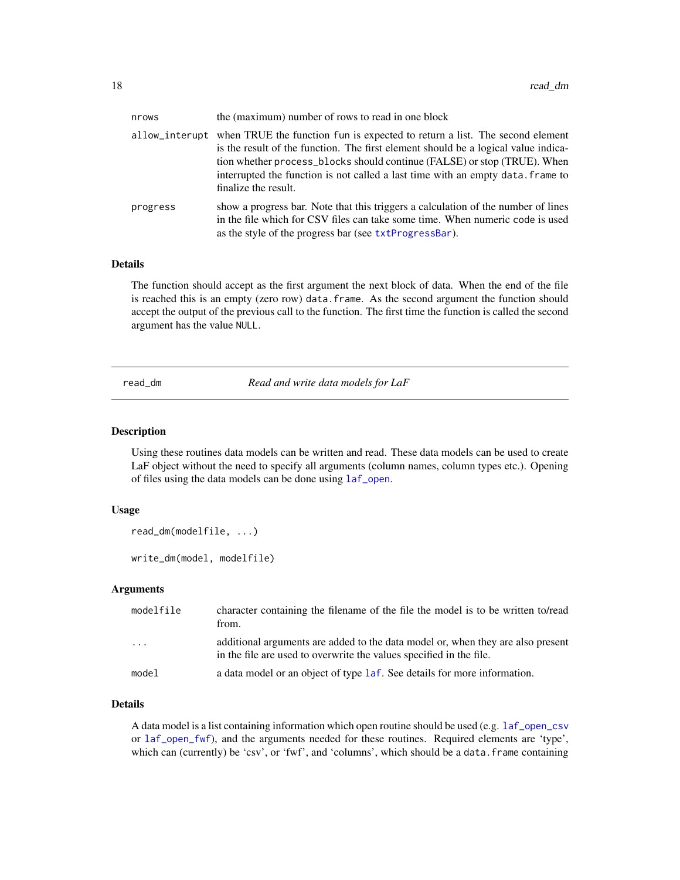| | |
|---|---|
| nrows | the (maximum) number of rows to read in one block |
| allow_interupt | when TRUE the function fun is expected to return a list. The second element is the result of the function. The first element should be a logical value indication whether process_blocks should continue (FALSE) or stop (TRUE). When interrupted the function is not called a last time with an empty data.frame to finalize the result. |
| progress | show a progress bar. Note that this triggers a calculation of the number of lines in the file which for CSV files can take some time. When numeric code is used as the style of the progress bar (see txtProgressBar). |

### Details

The function should accept as the first argument the next block of data. When the end of the file is reached this is an empty (zero row) data.frame. As the second argument the function should accept the output of the previous call to the function. The first time the function is called the second argument has the value NULL.

---

## read_dm — *Read and write data models for LaF*

### Description

Using these routines data models can be written and read. These data models can be used to create LaF object without the need to specify all arguments (column names, column types etc.). Opening of files using the data models can be done using laf_open.

### Usage

```
read_dm(modelfile, ...)

write_dm(model, modelfile)
```

### Arguments

| | |
|---|---|
| modelfile | character containing the filename of the file the model is to be written to/read from. |
| ... | additional arguments are added to the data model or, when they are also present in the file are used to overwrite the values specified in the file. |
| model | a data model or an object of type laf. See details for more information. |

### Details

A data model is a list containing information which open routine should be used (e.g. laf_open_csv or laf_open_fwf), and the arguments needed for these routines. Required elements are 'type', which can (currently) be 'csv', or 'fwf', and 'columns', which should be a data.frame containing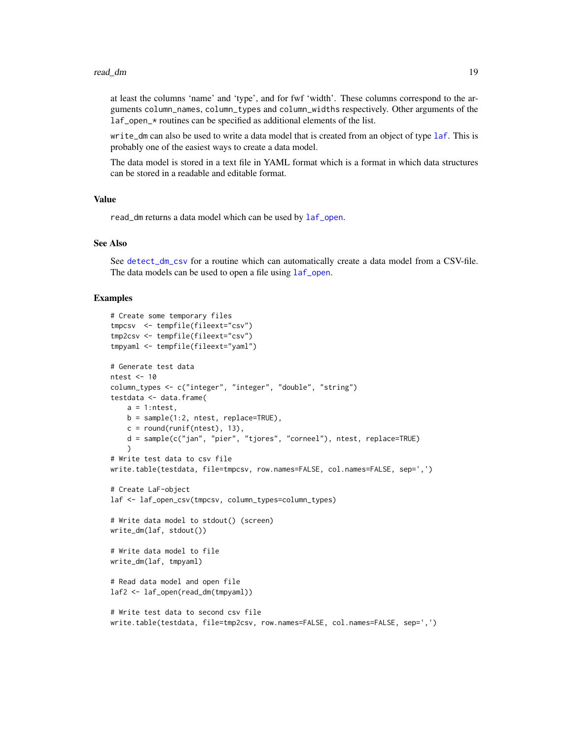at least the columns 'name' and 'type', and for fwf 'width'. These columns correspond to the arguments `column_names`, `column_types` and `column_widths` respectively. Other arguments of the `laf_open_*` routines can be specified as additional elements of the list.

`write_dm` can also be used to write a data model that is created from an object of type `laf`. This is probably one of the easiest ways to create a data model.

The data model is stored in a text file in YAML format which is a format in which data structures can be stored in a readable and editable format.

## Value

`read_dm` returns a data model which can be used by `laf_open`.

## See Also

See `detect_dm_csv` for a routine which can automatically create a data model from a CSV-file. The data models can be used to open a file using `laf_open`.

## Examples

```
# Create some temporary files
tmpcsv  <- tempfile(fileext="csv")
tmp2csv <- tempfile(fileext="csv")
tmpyaml <- tempfile(fileext="yaml")

# Generate test data
ntest <- 10
column_types <- c("integer", "integer", "double", "string")
testdata <- data.frame(
    a = 1:ntest,
    b = sample(1:2, ntest, replace=TRUE),
    c = round(runif(ntest), 13),
    d = sample(c("jan", "pier", "tjores", "corneel"), ntest, replace=TRUE)
    )
# Write test data to csv file
write.table(testdata, file=tmpcsv, row.names=FALSE, col.names=FALSE, sep=',')

# Create LaF-object
laf <- laf_open_csv(tmpcsv, column_types=column_types)

# Write data model to stdout() (screen)
write_dm(laf, stdout())

# Write data model to file
write_dm(laf, tmpyaml)

# Read data model and open file
laf2 <- laf_open(read_dm(tmpyaml))

# Write test data to second csv file
write.table(testdata, file=tmp2csv, row.names=FALSE, col.names=FALSE, sep=',')
```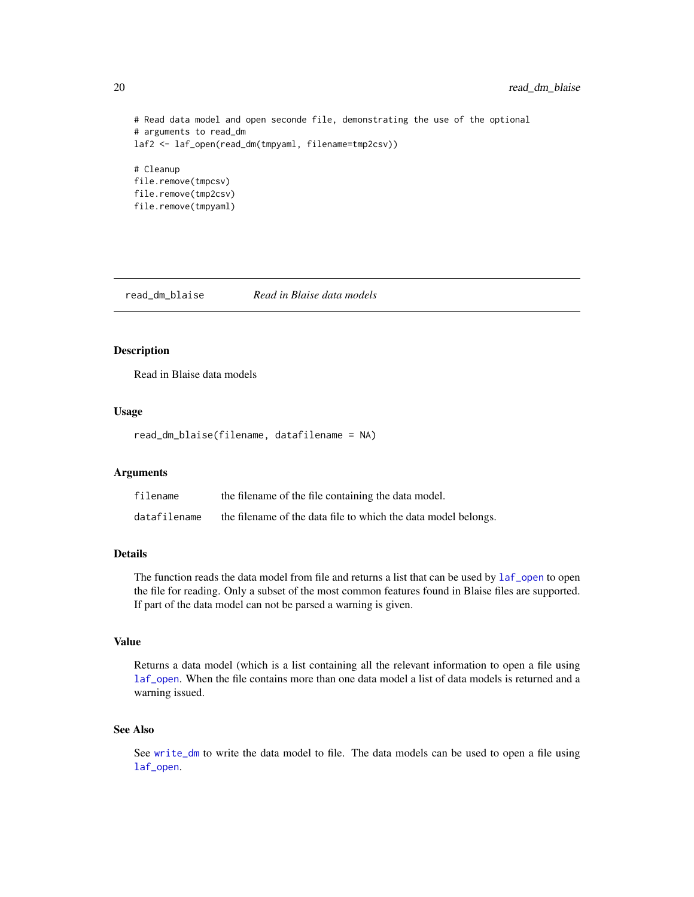```
# Read data model and open seconde file, demonstrating the use of the optional
# arguments to read_dm
laf2 <- laf_open(read_dm(tmpyaml, filename=tmp2csv))

# Cleanup
file.remove(tmpcsv)
file.remove(tmp2csv)
file.remove(tmpyaml)
```

---

## read_dm_blaise — *Read in Blaise data models*

### Description

Read in Blaise data models

### Usage

```
read_dm_blaise(filename, datafilename = NA)
```

### Arguments

| | |
|---|---|
| filename | the filename of the file containing the data model. |
| datafilename | the filename of the data file to which the data model belongs. |

### Details

The function reads the data model from file and returns a list that can be used by `laf_open` to open the file for reading. Only a subset of the most common features found in Blaise files are supported. If part of the data model can not be parsed a warning is given.

### Value

Returns a data model (which is a list containing all the relevant information to open a file using `laf_open`. When the file contains more than one data model a list of data models is returned and a warning issued.

### See Also

See `write_dm` to write the data model to file. The data models can be used to open a file using `laf_open`.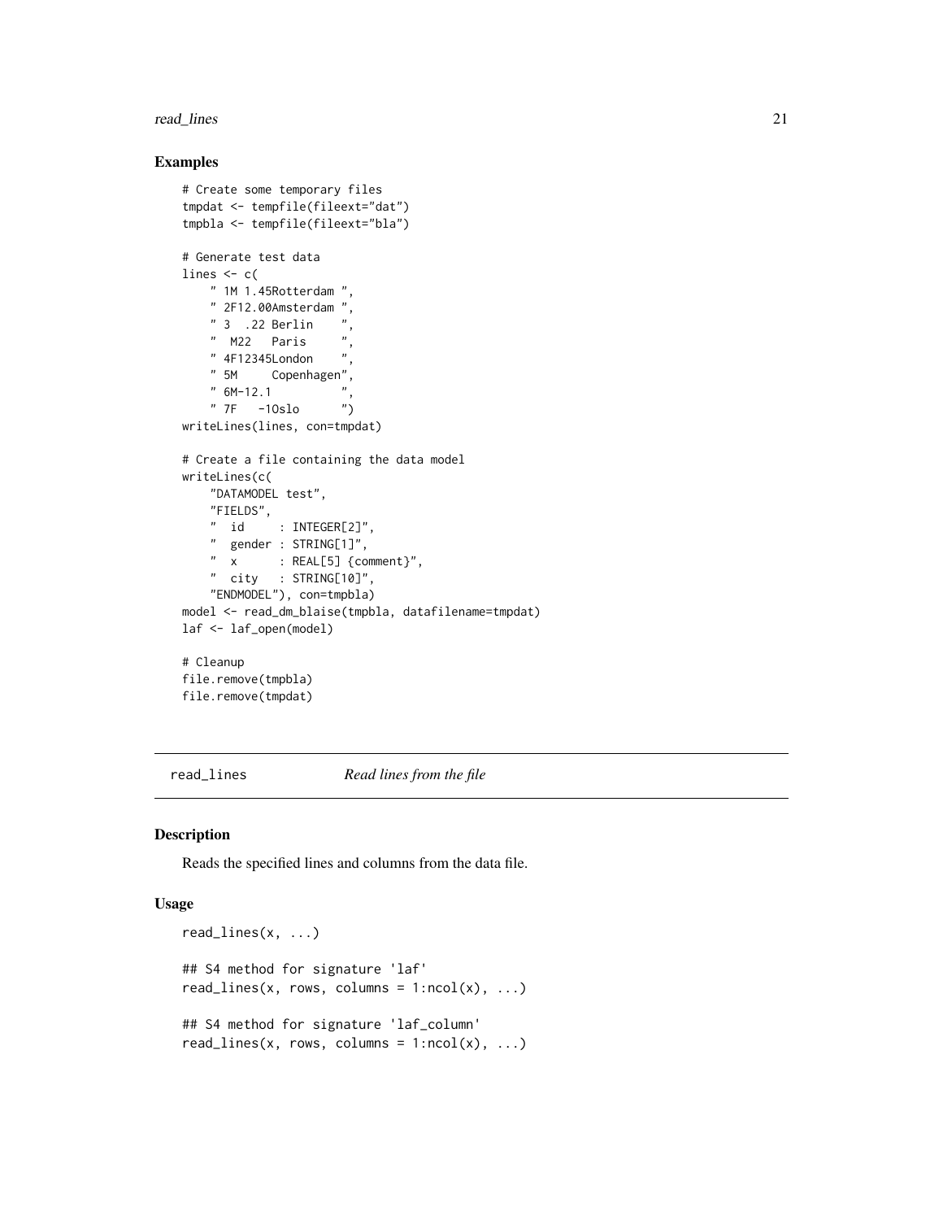## Examples

```
# Create some temporary files
tmpdat <- tempfile(fileext="dat")
tmpbla <- tempfile(fileext="bla")

# Generate test data
lines <- c(
    " 1M 1.45Rotterdam ",
    " 2F12.00Amsterdam ",
    " 3  .22 Berlin    ",
    "  M22   Paris     ",
    " 4F12345London    ",
    " 5M     Copenhagen",
    " 6M-12.1          ",
    " 7F   -1Oslo      ")
writeLines(lines, con=tmpdat)

# Create a file containing the data model
writeLines(c(
    "DATAMODEL test",
    "FIELDS",
    "  id     : INTEGER[2]",
    "  gender : STRING[1]",
    "  x      : REAL[5] {comment}",
    "  city   : STRING[10]",
    "ENDMODEL"), con=tmpbla)
model <- read_dm_blaise(tmpbla, datafilename=tmpdat)
laf <- laf_open(model)

# Cleanup
file.remove(tmpbla)
file.remove(tmpdat)
```

---

# read_lines — *Read lines from the file*

## Description

Reads the specified lines and columns from the data file.

## Usage

```
read_lines(x, ...)

## S4 method for signature 'laf'
read_lines(x, rows, columns = 1:ncol(x), ...)

## S4 method for signature 'laf_column'
read_lines(x, rows, columns = 1:ncol(x), ...)
```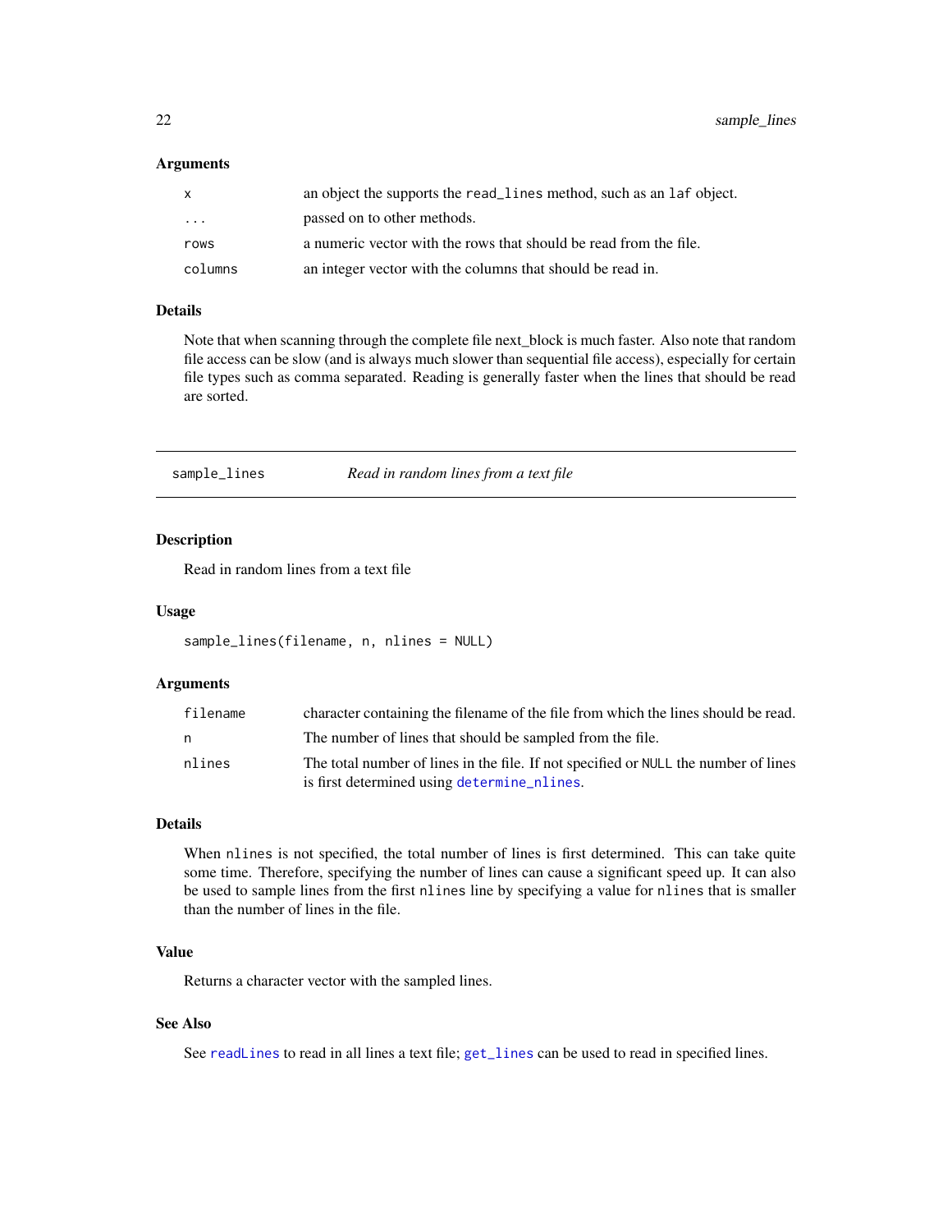### Arguments

| | |
|---|---|
| `x` | an object the supports the `read_lines` method, such as an `laf` object. |
| `...` | passed on to other methods. |
| `rows` | a numeric vector with the rows that should be read from the file. |
| `columns` | an integer vector with the columns that should be read in. |

### Details

Note that when scanning through the complete file next_block is much faster. Also note that random file access can be slow (and is always much slower than sequential file access), especially for certain file types such as comma separated. Reading is generally faster when the lines that should be read are sorted.

---

## `sample_lines` *Read in random lines from a text file*

---

### Description

Read in random lines from a text file

### Usage

```
sample_lines(filename, n, nlines = NULL)
```

### Arguments

| | |
|---|---|
| `filename` | character containing the filename of the file from which the lines should be read. |
| `n` | The number of lines that should be sampled from the file. |
| `nlines` | The total number of lines in the file. If not specified or `NULL` the number of lines is first determined using `determine_nlines`. |

### Details

When `nlines` is not specified, the total number of lines is first determined. This can take quite some time. Therefore, specifying the number of lines can cause a significant speed up. It can also be used to sample lines from the first `nlines` line by specifying a value for `nlines` that is smaller than the number of lines in the file.

### Value

Returns a character vector with the sampled lines.

### See Also

See `readLines` to read in all lines a text file; `get_lines` can be used to read in specified lines.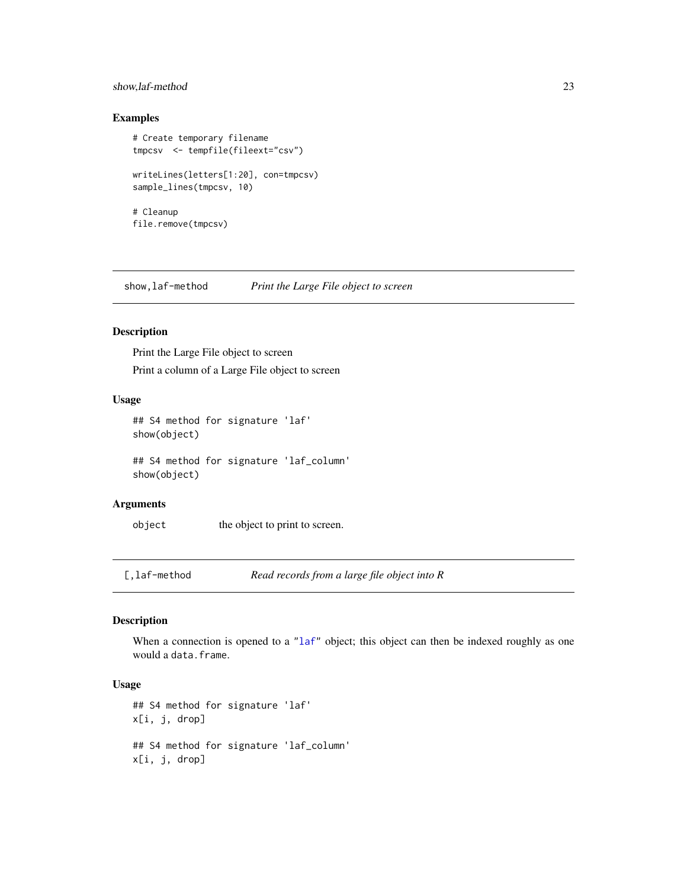### Examples

```
# Create temporary filename
tmpcsv  <- tempfile(fileext="csv")

writeLines(letters[1:20], con=tmpcsv)
sample_lines(tmpcsv, 10)

# Cleanup
file.remove(tmpcsv)
```

## show,laf-method — *Print the Large File object to screen*

### Description

Print the Large File object to screen

Print a column of a Large File object to screen

### Usage

```
## S4 method for signature 'laf'
show(object)

## S4 method for signature 'laf_column'
show(object)
```

### Arguments

| | |
|---|---|
| object | the object to print to screen. |

## [,laf-method — *Read records from a large file object into R*

### Description

When a connection is opened to a "laf" object; this object can then be indexed roughly as one would a data.frame.

### Usage

```
## S4 method for signature 'laf'
x[i, j, drop]

## S4 method for signature 'laf_column'
x[i, j, drop]
```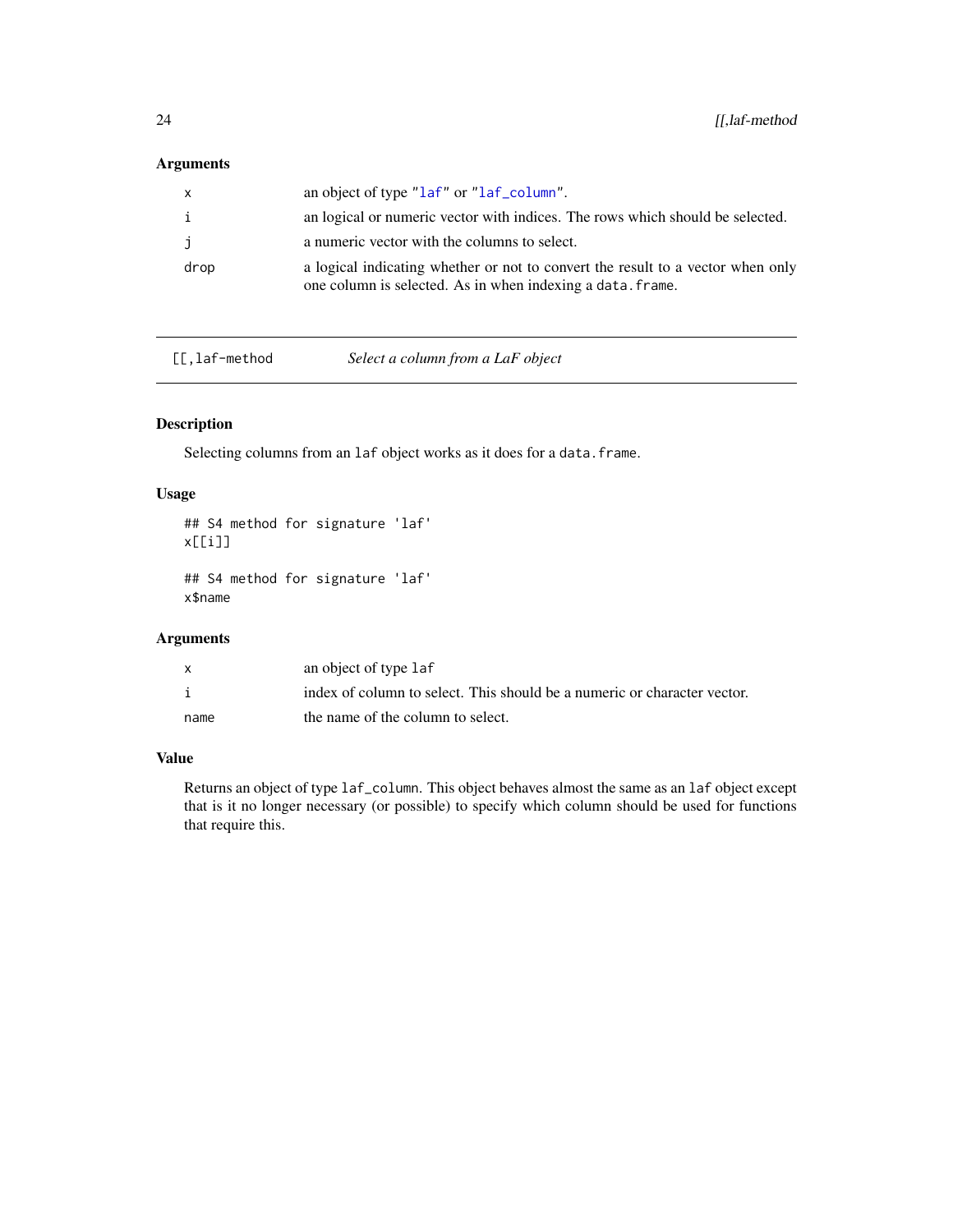## Arguments

| | |
|---|---|
| x | an object of type "laf" or "laf_column". |
| i | an logical or numeric vector with indices. The rows which should be selected. |
| j | a numeric vector with the columns to select. |
| drop | a logical indicating whether or not to convert the result to a vector when only one column is selected. As in when indexing a data.frame. |

---

[[,laf-method *Select a column from a LaF object*

---

## Description

Selecting columns from an laf object works as it does for a data.frame.

## Usage

```
## S4 method for signature 'laf'
x[[i]]

## S4 method for signature 'laf'
x$name
```

## Arguments

| | |
|---|---|
| x | an object of type laf |
| i | index of column to select. This should be a numeric or character vector. |
| name | the name of the column to select. |

## Value

Returns an object of type laf_column. This object behaves almost the same as an laf object except that is it no longer necessary (or possible) to specify which column should be used for functions that require this.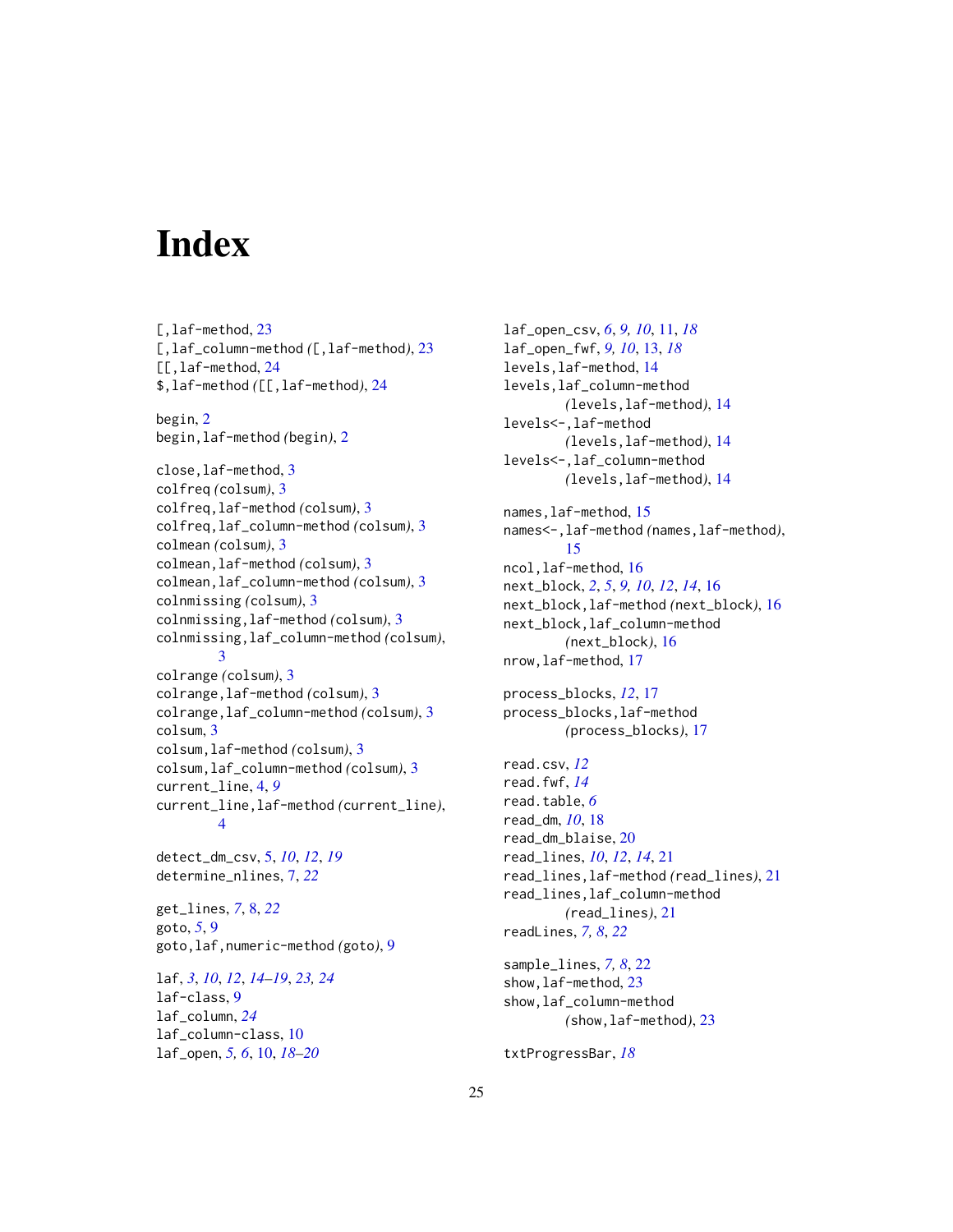# Index

[,laf-method, 23
[,laf_column-method *(*[,laf-method*)*, 23
[[,laf-method, 24
$,laf-method *(*[[,laf-method*)*, 24

begin, 2
begin,laf-method *(*begin*)*, 2

close,laf-method, 3
colfreq *(*colsum*)*, 3
colfreq,laf-method *(*colsum*)*, 3
colfreq,laf_column-method *(*colsum*)*, 3
colmean *(*colsum*)*, 3
colmean,laf-method *(*colsum*)*, 3
colmean,laf_column-method *(*colsum*)*, 3
colnmissing *(*colsum*)*, 3
colnmissing,laf-method *(*colsum*)*, 3
colnmissing,laf_column-method *(*colsum*)*, 3
colrange *(*colsum*)*, 3
colrange,laf-method *(*colsum*)*, 3
colrange,laf_column-method *(*colsum*)*, 3
colsum, 3
colsum,laf-method *(*colsum*)*, 3
colsum,laf_column-method *(*colsum*)*, 3
current_line, 4, *9*
current_line,laf-method *(*current_line*)*, 4

detect_dm_csv, 5, *10*, *12*, *19*
determine_nlines, 7, *22*

get_lines, *7*, 8, *22*
goto, *5*, 9
goto,laf,numeric-method *(*goto*)*, 9

laf, *3*, *10*, *12*, *14–19*, *23, 24*
laf-class, 9
laf_column, *24*
laf_column-class, 10
laf_open, *5, 6*, 10, *18–20*
laf_open_csv, *6*, *9, 10*, 11, *18*
laf_open_fwf, *9, 10*, 13, *18*
levels,laf-method, 14
levels,laf_column-method *(*levels,laf-method*)*, 14
levels<-,laf-method *(*levels,laf-method*)*, 14
levels<-,laf_column-method *(*levels,laf-method*)*, 14

names,laf-method, 15
names<-,laf-method *(*names,laf-method*)*, 15
ncol,laf-method, 16
next_block, *2*, *5*, *9, 10*, *12*, *14*, 16
next_block,laf-method *(*next_block*)*, 16
next_block,laf_column-method *(*next_block*)*, 16
nrow,laf-method, 17

process_blocks, *12*, 17
process_blocks,laf-method *(*process_blocks*)*, 17

read.csv, *12*
read.fwf, *14*
read.table, *6*
read_dm, *10*, 18
read_dm_blaise, 20
read_lines, *10*, *12*, *14*, 21
read_lines,laf-method *(*read_lines*)*, 21
read_lines,laf_column-method *(*read_lines*)*, 21
readLines, *7, 8*, *22*

sample_lines, *7, 8*, 22
show,laf-method, 23
show,laf_column-method *(*show,laf-method*)*, 23

txtProgressBar, *18*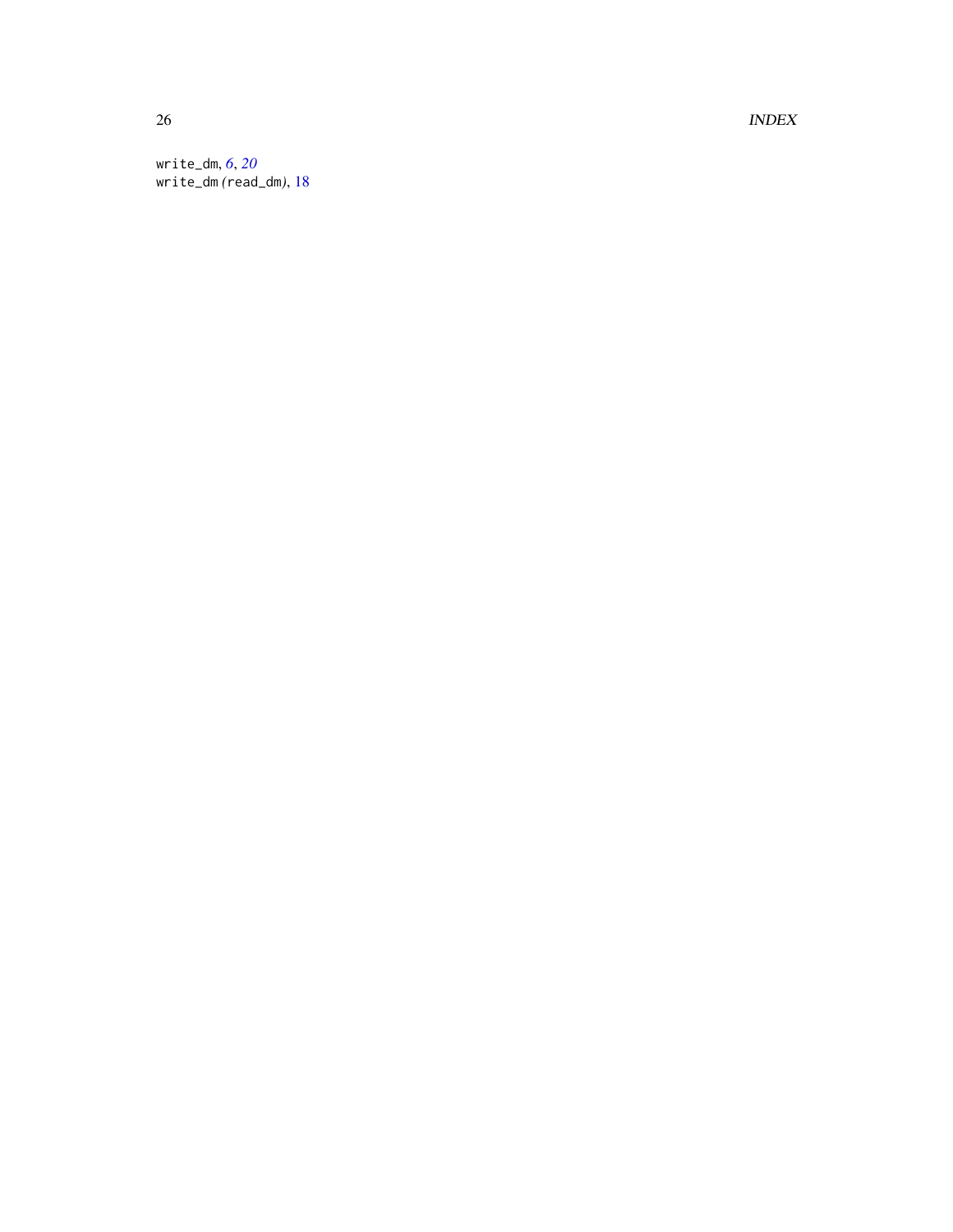write_dm, *6*, *20*
write_dm (read_dm), 18